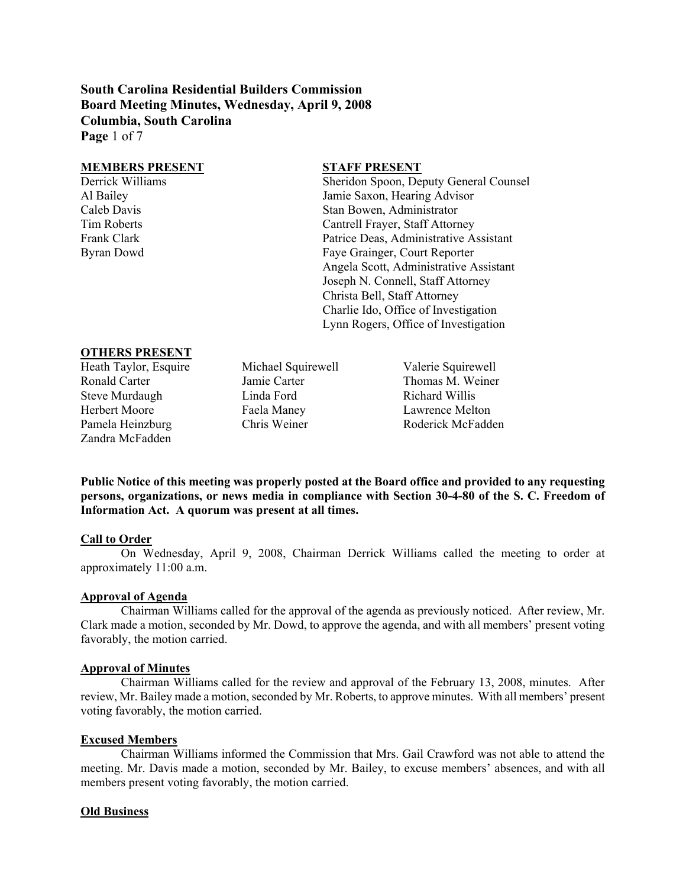**South Carolina Residential Builders Commission**
**Board Meeting Minutes, Wednesday, April 9, 2008**
**Columbia, South Carolina**

| **MEMBERS PRESENT** | **STAFF PRESENT** |
|---|---|
| Derrick Williams | Sheridon Spoon, Deputy General Counsel |
| Al Bailey | Jamie Saxon, Hearing Advisor |
| Caleb Davis | Stan Bowen, Administrator |
| Tim Roberts | Cantrell Frayer, Staff Attorney |
| Frank Clark | Patrice Deas, Administrative Assistant |
| Byran Dowd | Faye Grainger, Court Reporter |
| | Angela Scott, Administrative Assistant |
| | Joseph N. Connell, Staff Attorney |
| | Christa Bell, Staff Attorney |
| | Charlie Ido, Office of Investigation |
| | Lynn Rogers, Office of Investigation |

**OTHERS PRESENT**

| | | |
|---|---|---|
| Heath Taylor, Esquire | Michael Squirewell | Valerie Squirewell |
| Ronald Carter | Jamie Carter | Thomas M. Weiner |
| Steve Murdaugh | Linda Ford | Richard Willis |
| Herbert Moore | Faela Maney | Lawrence Melton |
| Pamela Heinzburg | Chris Weiner | Roderick McFadden |
| Zandra McFadden | | |

**Public Notice of this meeting was properly posted at the Board office and provided to any requesting persons, organizations, or news media in compliance with Section 30-4-80 of the S. C. Freedom of Information Act. A quorum was present at all times.**

**Call to Order**

On Wednesday, April 9, 2008, Chairman Derrick Williams called the meeting to order at approximately 11:00 a.m.

**Approval of Agenda**

Chairman Williams called for the approval of the agenda as previously noticed. After review, Mr. Clark made a motion, seconded by Mr. Dowd, to approve the agenda, and with all members' present voting favorably, the motion carried.

**Approval of Minutes**

Chairman Williams called for the review and approval of the February 13, 2008, minutes. After review, Mr. Bailey made a motion, seconded by Mr. Roberts, to approve minutes. With all members' present voting favorably, the motion carried.

**Excused Members**

Chairman Williams informed the Commission that Mrs. Gail Crawford was not able to attend the meeting. Mr. Davis made a motion, seconded by Mr. Bailey, to excuse members' absences, and with all members present voting favorably, the motion carried.

**Old Business**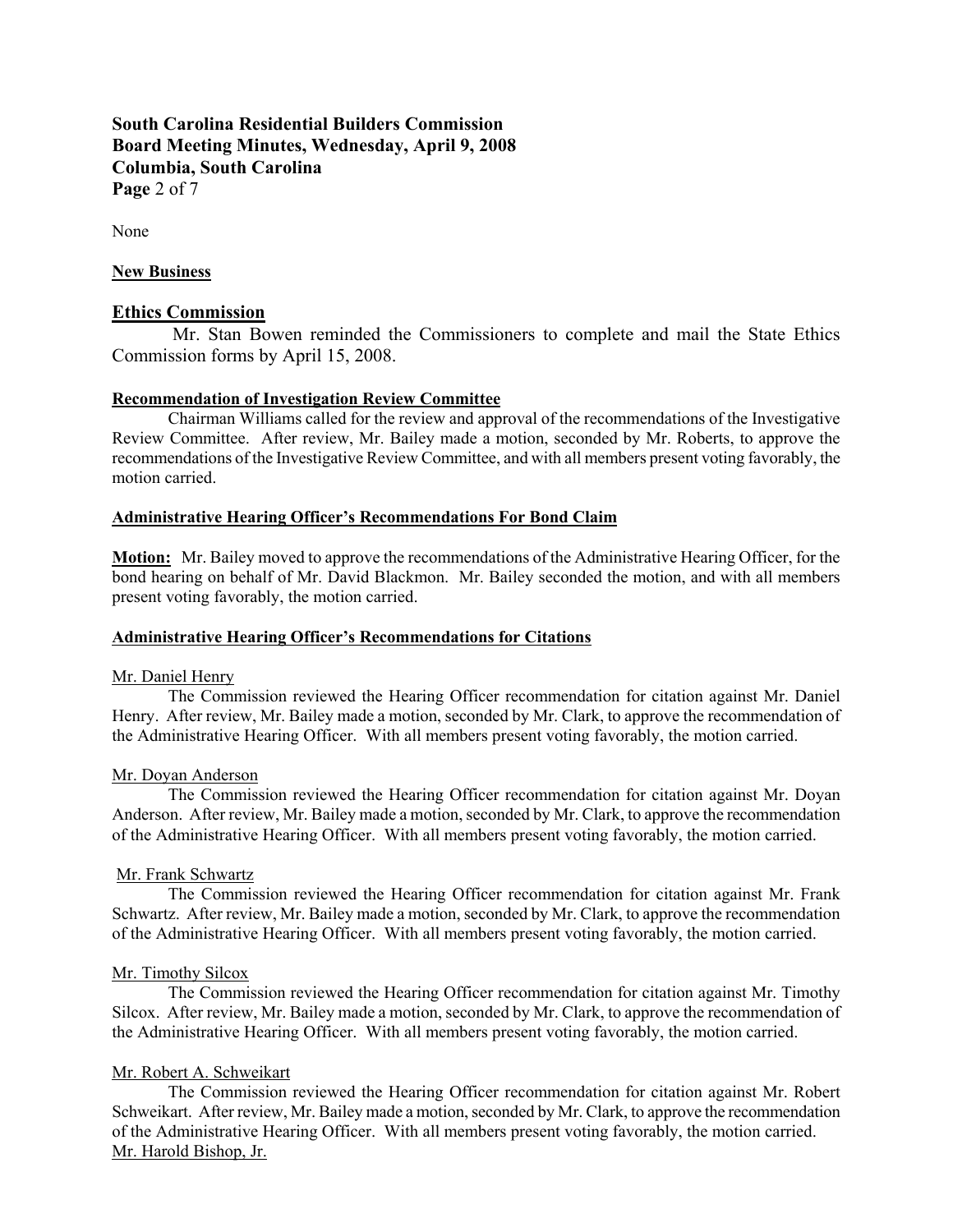None

**New Business**

## Ethics Commission

Mr. Stan Bowen reminded the Commissioners to complete and mail the State Ethics Commission forms by April 15, 2008.

**Recommendation of Investigation Review Committee**

Chairman Williams called for the review and approval of the recommendations of the Investigative Review Committee. After review, Mr. Bailey made a motion, seconded by Mr. Roberts, to approve the recommendations of the Investigative Review Committee, and with all members present voting favorably, the motion carried.

**Administrative Hearing Officer's Recommendations For Bond Claim**

**Motion:** Mr. Bailey moved to approve the recommendations of the Administrative Hearing Officer, for the bond hearing on behalf of Mr. David Blackmon. Mr. Bailey seconded the motion, and with all members present voting favorably, the motion carried.

**Administrative Hearing Officer's Recommendations for Citations**

Mr. Daniel Henry

The Commission reviewed the Hearing Officer recommendation for citation against Mr. Daniel Henry. After review, Mr. Bailey made a motion, seconded by Mr. Clark, to approve the recommendation of the Administrative Hearing Officer. With all members present voting favorably, the motion carried.

Mr. Doyan Anderson

The Commission reviewed the Hearing Officer recommendation for citation against Mr. Doyan Anderson. After review, Mr. Bailey made a motion, seconded by Mr. Clark, to approve the recommendation of the Administrative Hearing Officer. With all members present voting favorably, the motion carried.

Mr. Frank Schwartz

The Commission reviewed the Hearing Officer recommendation for citation against Mr. Frank Schwartz. After review, Mr. Bailey made a motion, seconded by Mr. Clark, to approve the recommendation of the Administrative Hearing Officer. With all members present voting favorably, the motion carried.

Mr. Timothy Silcox

The Commission reviewed the Hearing Officer recommendation for citation against Mr. Timothy Silcox. After review, Mr. Bailey made a motion, seconded by Mr. Clark, to approve the recommendation of the Administrative Hearing Officer. With all members present voting favorably, the motion carried.

Mr. Robert A. Schweikart

The Commission reviewed the Hearing Officer recommendation for citation against Mr. Robert Schweikart. After review, Mr. Bailey made a motion, seconded by Mr. Clark, to approve the recommendation of the Administrative Hearing Officer. With all members present voting favorably, the motion carried.

Mr. Harold Bishop, Jr.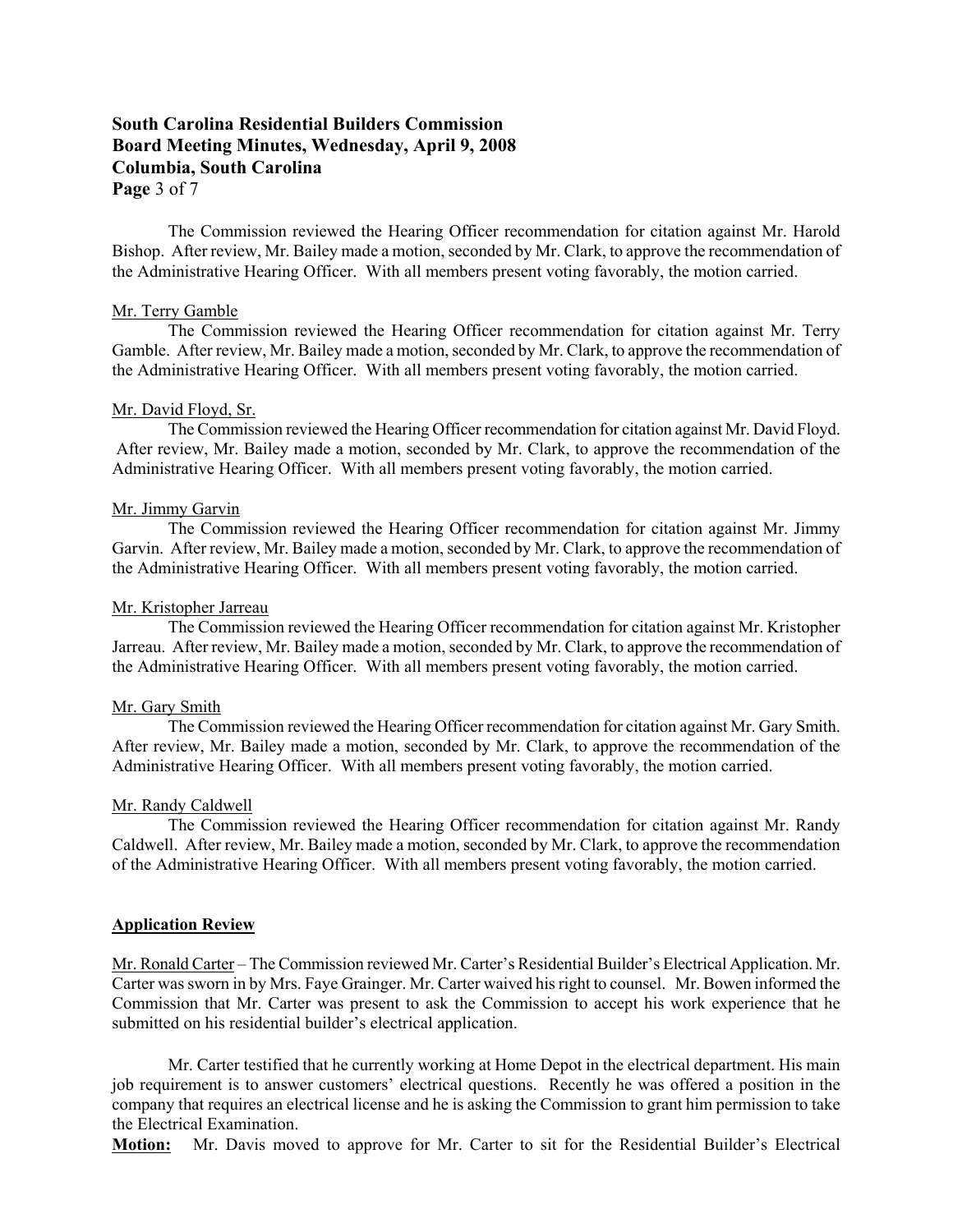The Commission reviewed the Hearing Officer recommendation for citation against Mr. Harold Bishop. After review, Mr. Bailey made a motion, seconded by Mr. Clark, to approve the recommendation of the Administrative Hearing Officer. With all members present voting favorably, the motion carried.

Mr. Terry Gamble

The Commission reviewed the Hearing Officer recommendation for citation against Mr. Terry Gamble. After review, Mr. Bailey made a motion, seconded by Mr. Clark, to approve the recommendation of the Administrative Hearing Officer. With all members present voting favorably, the motion carried.

Mr. David Floyd, Sr.

The Commission reviewed the Hearing Officer recommendation for citation against Mr. David Floyd. After review, Mr. Bailey made a motion, seconded by Mr. Clark, to approve the recommendation of the Administrative Hearing Officer. With all members present voting favorably, the motion carried.

Mr. Jimmy Garvin

The Commission reviewed the Hearing Officer recommendation for citation against Mr. Jimmy Garvin. After review, Mr. Bailey made a motion, seconded by Mr. Clark, to approve the recommendation of the Administrative Hearing Officer. With all members present voting favorably, the motion carried.

Mr. Kristopher Jarreau

The Commission reviewed the Hearing Officer recommendation for citation against Mr. Kristopher Jarreau. After review, Mr. Bailey made a motion, seconded by Mr. Clark, to approve the recommendation of the Administrative Hearing Officer. With all members present voting favorably, the motion carried.

Mr. Gary Smith

The Commission reviewed the Hearing Officer recommendation for citation against Mr. Gary Smith. After review, Mr. Bailey made a motion, seconded by Mr. Clark, to approve the recommendation of the Administrative Hearing Officer. With all members present voting favorably, the motion carried.

Mr. Randy Caldwell

The Commission reviewed the Hearing Officer recommendation for citation against Mr. Randy Caldwell. After review, Mr. Bailey made a motion, seconded by Mr. Clark, to approve the recommendation of the Administrative Hearing Officer. With all members present voting favorably, the motion carried.

**Application Review**

Mr. Ronald Carter – The Commission reviewed Mr. Carter's Residential Builder's Electrical Application. Mr. Carter was sworn in by Mrs. Faye Graingor. Mr. Carter waived his right to counsel. Mr. Bowen informed the Commission that Mr. Carter was present to ask the Commission to accept his work experience that he submitted on his residential builder's electrical application.

Mr. Carter testified that he currently working at Home Depot in the electrical department. His main job requirement is to answer customers' electrical questions. Recently he was offered a position in the company that requires an electrical license and he is asking the Commission to grant him permission to take the Electrical Examination.

**Motion:** Mr. Davis moved to approve for Mr. Carter to sit for the Residential Builder's Electrical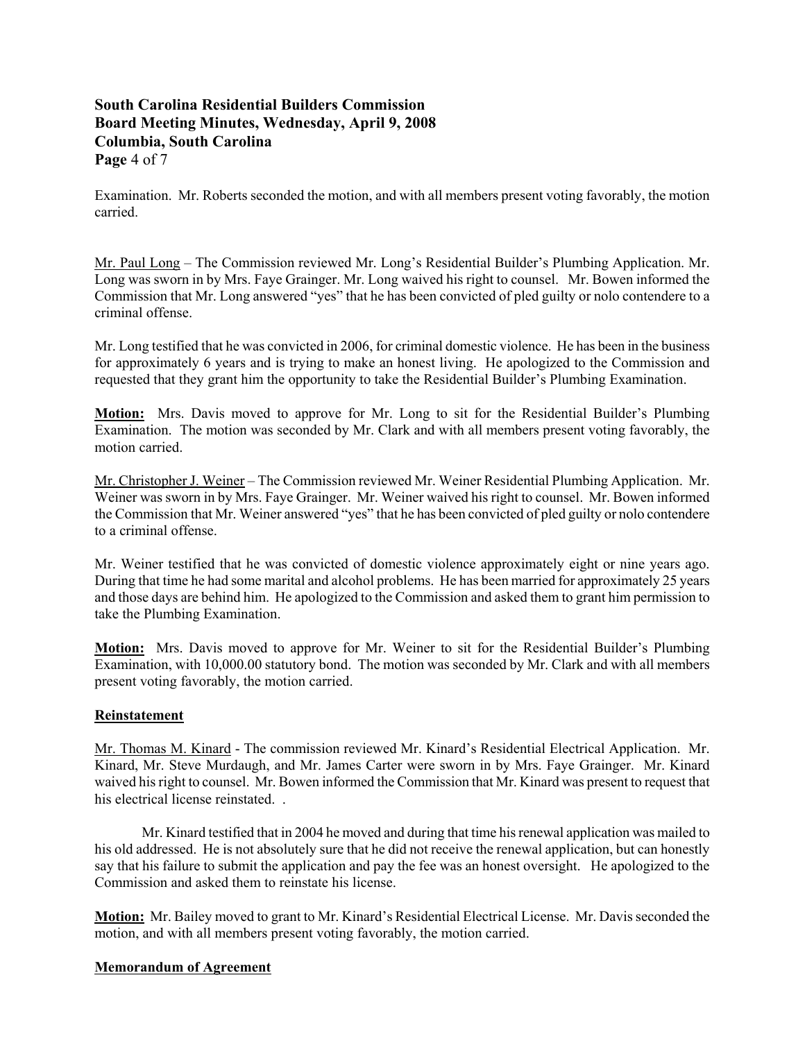Examination. Mr. Roberts seconded the motion, and with all members present voting favorably, the motion carried.

Mr. Paul Long – The Commission reviewed Mr. Long's Residential Builder's Plumbing Application. Mr. Long was sworn in by Mrs. Faye Grainger. Mr. Long waived his right to counsel. Mr. Bowen informed the Commission that Mr. Long answered "yes" that he has been convicted of pled guilty or nolo contendere to a criminal offense.

Mr. Long testified that he was convicted in 2006, for criminal domestic violence. He has been in the business for approximately 6 years and is trying to make an honest living. He apologized to the Commission and requested that they grant him the opportunity to take the Residential Builder's Plumbing Examination.

**Motion:** Mrs. Davis moved to approve for Mr. Long to sit for the Residential Builder's Plumbing Examination. The motion was seconded by Mr. Clark and with all members present voting favorably, the motion carried.

Mr. Christopher J. Weiner – The Commission reviewed Mr. Weiner Residential Plumbing Application. Mr. Weiner was sworn in by Mrs. Faye Grainger. Mr. Weiner waived his right to counsel. Mr. Bowen informed the Commission that Mr. Weiner answered "yes" that he has been convicted of pled guilty or nolo contendere to a criminal offense.

Mr. Weiner testified that he was convicted of domestic violence approximately eight or nine years ago. During that time he had some marital and alcohol problems. He has been married for approximately 25 years and those days are behind him. He apologized to the Commission and asked them to grant him permission to take the Plumbing Examination.

**Motion:** Mrs. Davis moved to approve for Mr. Weiner to sit for the Residential Builder's Plumbing Examination, with 10,000.00 statutory bond. The motion was seconded by Mr. Clark and with all members present voting favorably, the motion carried.

**Reinstatement**

Mr. Thomas M. Kinard - The commission reviewed Mr. Kinard's Residential Electrical Application. Mr. Kinard, Mr. Steve Murdaugh, and Mr. James Carter were sworn in by Mrs. Faye Grainger. Mr. Kinard waived his right to counsel. Mr. Bowen informed the Commission that Mr. Kinard was present to request that his electrical license reinstated. .

Mr. Kinard testified that in 2004 he moved and during that time his renewal application was mailed to his old addressed. He is not absolutely sure that he did not receive the renewal application, but can honestly say that his failure to submit the application and pay the fee was an honest oversight. He apologized to the Commission and asked them to reinstate his license.

**Motion:** Mr. Bailey moved to grant to Mr. Kinard's Residential Electrical License. Mr. Davis seconded the motion, and with all members present voting favorably, the motion carried.

**Memorandum of Agreement**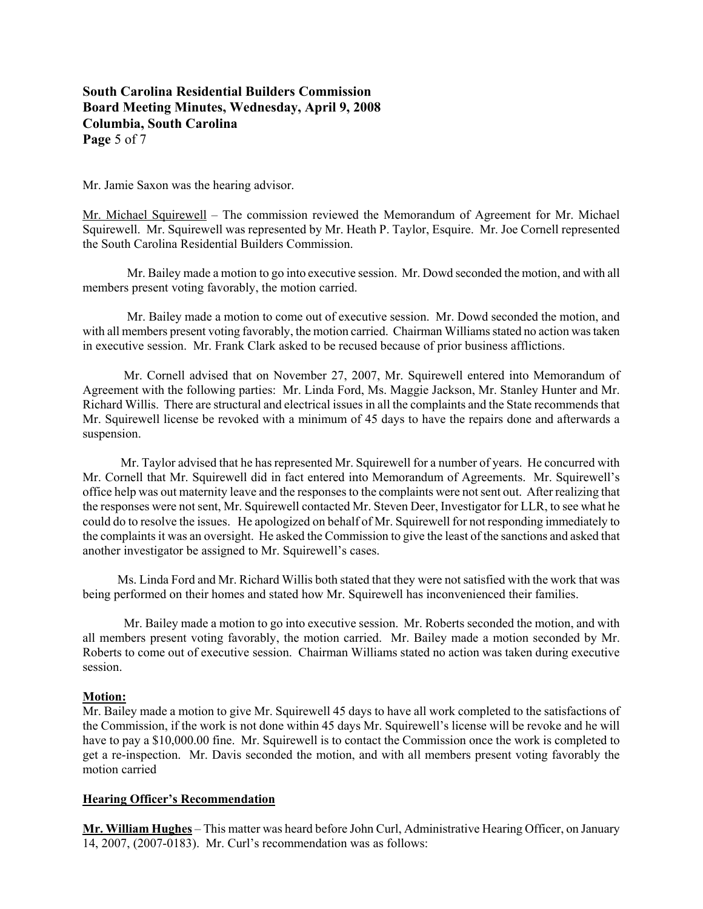Mr. Jamie Saxon was the hearing advisor.

Mr. Michael Squirewell – The commission reviewed the Memorandum of Agreement for Mr. Michael Squirewell. Mr. Squirewell was represented by Mr. Heath P. Taylor, Esquire. Mr. Joe Cornell represented the South Carolina Residential Builders Commission.

Mr. Bailey made a motion to go into executive session. Mr. Dowd seconded the motion, and with all members present voting favorably, the motion carried.

Mr. Bailey made a motion to come out of executive session. Mr. Dowd seconded the motion, and with all members present voting favorably, the motion carried. Chairman Williams stated no action was taken in executive session. Mr. Frank Clark asked to be recused because of prior business afflictions.

Mr. Cornell advised that on November 27, 2007, Mr. Squirewell entered into Memorandum of Agreement with the following parties: Mr. Linda Ford, Ms. Maggie Jackson, Mr. Stanley Hunter and Mr. Richard Willis. There are structural and electrical issues in all the complaints and the State recommends that Mr. Squirewell license be revoked with a minimum of 45 days to have the repairs done and afterwards a suspension.

Mr. Taylor advised that he has represented Mr. Squirewell for a number of years. He concurred with Mr. Cornell that Mr. Squirewell did in fact entered into Memorandum of Agreements. Mr. Squirewell's office help was out maternity leave and the responses to the complaints were not sent out. After realizing that the responses were not sent, Mr. Squirewell contacted Mr. Steven Deer, Investigator for LLR, to see what he could do to resolve the issues. He apologized on behalf of Mr. Squirewell for not responding immediately to the complaints it was an oversight. He asked the Commission to give the least of the sanctions and asked that another investigator be assigned to Mr. Squirewell's cases.

Ms. Linda Ford and Mr. Richard Willis both stated that they were not satisfied with the work that was being performed on their homes and stated how Mr. Squirewell has inconvenienced their families.

Mr. Bailey made a motion to go into executive session. Mr. Roberts seconded the motion, and with all members present voting favorably, the motion carried. Mr. Bailey made a motion seconded by Mr. Roberts to come out of executive session. Chairman Williams stated no action was taken during executive session.

**Motion:**

Mr. Bailey made a motion to give Mr. Squirewell 45 days to have all work completed to the satisfactions of the Commission, if the work is not done within 45 days Mr. Squirewell's license will be revoke and he will have to pay a $10,000.00 fine. Mr. Squirewell is to contact the Commission once the work is completed to get a re-inspection. Mr. Davis seconded the motion, and with all members present voting favorably the motion carried

**Hearing Officer's Recommendation**

**Mr. William Hughes** – This matter was heard before John Curl, Administrative Hearing Officer, on January 14, 2007, (2007-0183). Mr. Curl's recommendation was as follows: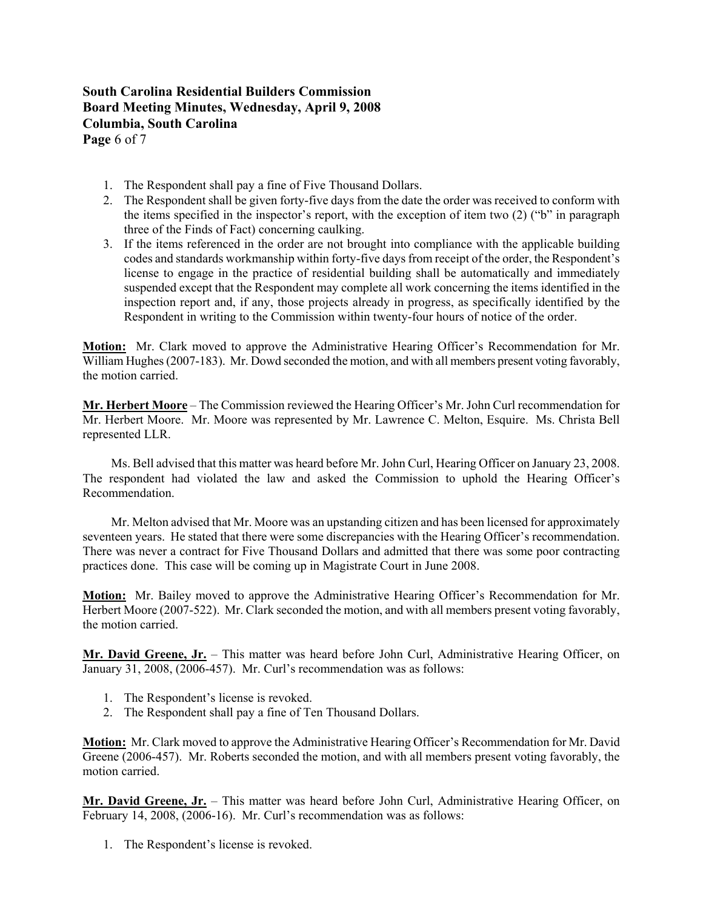1. The Respondent shall pay a fine of Five Thousand Dollars.
2. The Respondent shall be given forty-five days from the date the order was received to conform with the items specified in the inspector's report, with the exception of item two (2) ("b" in paragraph three of the Finds of Fact) concerning caulking.
3. If the items referenced in the order are not brought into compliance with the applicable building codes and standards workmanship within forty-five days from receipt of the order, the Respondent's license to engage in the practice of residential building shall be automatically and immediately suspended except that the Respondent may complete all work concerning the items identified in the inspection report and, if any, those projects already in progress, as specifically identified by the Respondent in writing to the Commission within twenty-four hours of notice of the order.

**Motion:** Mr. Clark moved to approve the Administrative Hearing Officer's Recommendation for Mr. William Hughes (2007-183). Mr. Dowd seconded the motion, and with all members present voting favorably, the motion carried.

**Mr. Herbert Moore** – The Commission reviewed the Hearing Officer's Mr. John Curl recommendation for Mr. Herbert Moore. Mr. Moore was represented by Mr. Lawrence C. Melton, Esquire. Ms. Christa Bell represented LLR.

Ms. Bell advised that this matter was heard before Mr. John Curl, Hearing Officer on January 23, 2008. The respondent had violated the law and asked the Commission to uphold the Hearing Officer's Recommendation.

Mr. Melton advised that Mr. Moore was an upstanding citizen and has been licensed for approximately seventeen years. He stated that there were some discrepancies with the Hearing Officer's recommendation. There was never a contract for Five Thousand Dollars and admitted that there was some poor contracting practices done. This case will be coming up in Magistrate Court in June 2008.

**Motion:** Mr. Bailey moved to approve the Administrative Hearing Officer's Recommendation for Mr. Herbert Moore (2007-522). Mr. Clark seconded the motion, and with all members present voting favorably, the motion carried.

**Mr. David Greene, Jr.** – This matter was heard before John Curl, Administrative Hearing Officer, on January 31, 2008, (2006-457). Mr. Curl's recommendation was as follows:

1. The Respondent's license is revoked.
2. The Respondent shall pay a fine of Ten Thousand Dollars.

**Motion:** Mr. Clark moved to approve the Administrative Hearing Officer's Recommendation for Mr. David Greene (2006-457). Mr. Roberts seconded the motion, and with all members present voting favorably, the motion carried.

**Mr. David Greene, Jr.** – This matter was heard before John Curl, Administrative Hearing Officer, on February 14, 2008, (2006-16). Mr. Curl's recommendation was as follows:

1. The Respondent's license is revoked.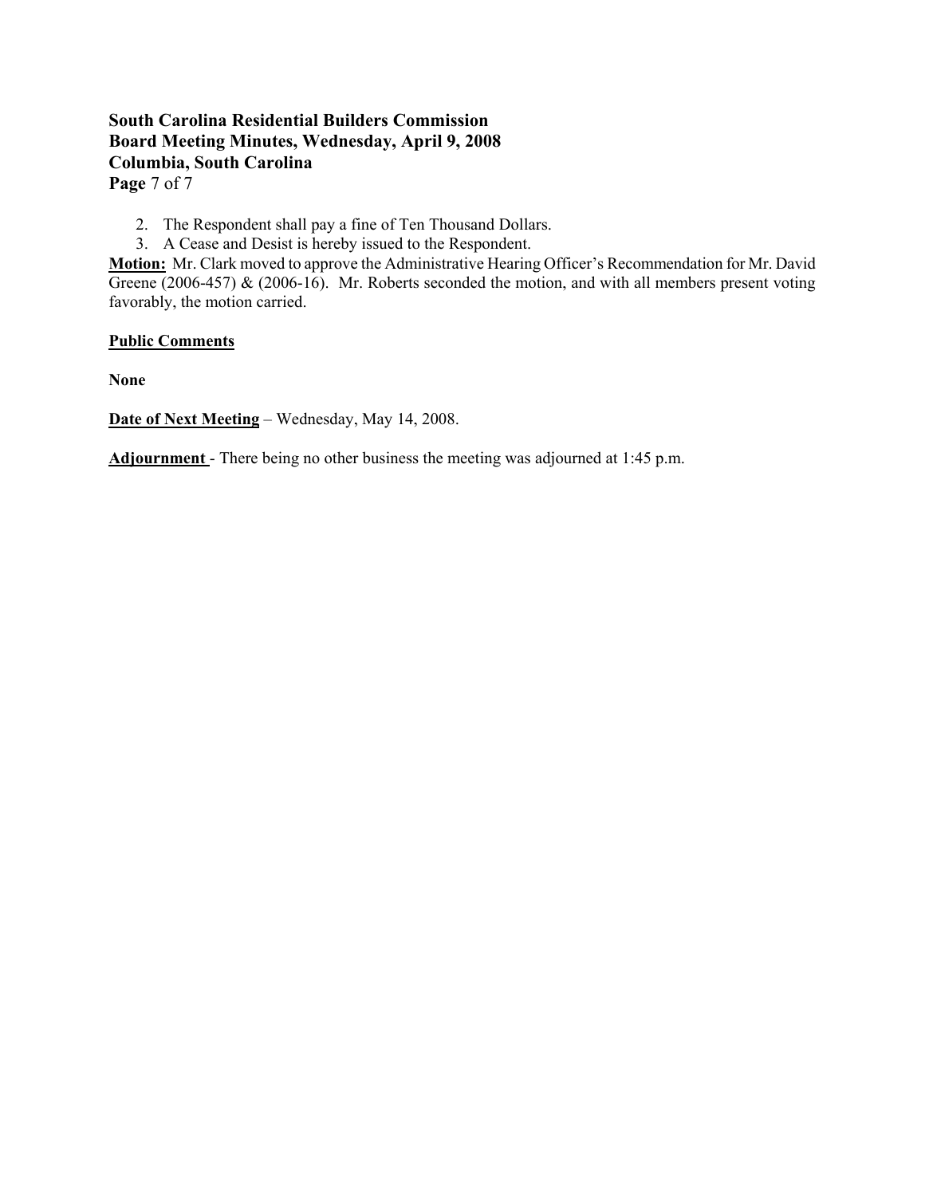2. The Respondent shall pay a fine of Ten Thousand Dollars.
3. A Cease and Desist is hereby issued to the Respondent.

**Motion:** Mr. Clark moved to approve the Administrative Hearing Officer's Recommendation for Mr. David Greene (2006-457) & (2006-16). Mr. Roberts seconded the motion, and with all members present voting favorably, the motion carried.

**Public Comments**

**None**

**Date of Next Meeting** – Wednesday, May 14, 2008.

**Adjournment** - There being no other business the meeting was adjourned at 1:45 p.m.